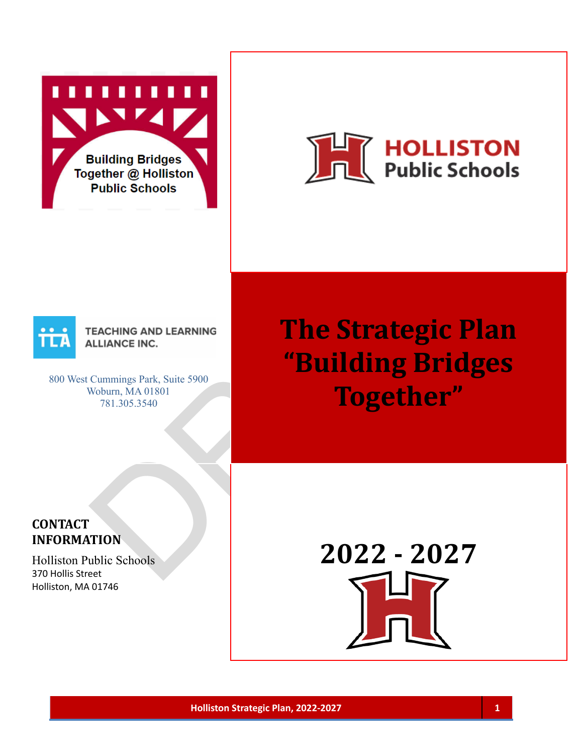Building Bridges Together @ Holliston Public Schools

HOLLISTON Public Schools

TEACHING AND LEARNING ALLIANCE INC.

800 West Cummings Park, Suite 5900
Woburn, MA 01801
781.305.3540

# The Strategic Plan "Building Bridges Together"

## 2022 - 2027

**CONTACT INFORMATION**

Holliston Public Schools
370 Hollis Street
Holliston, MA 01746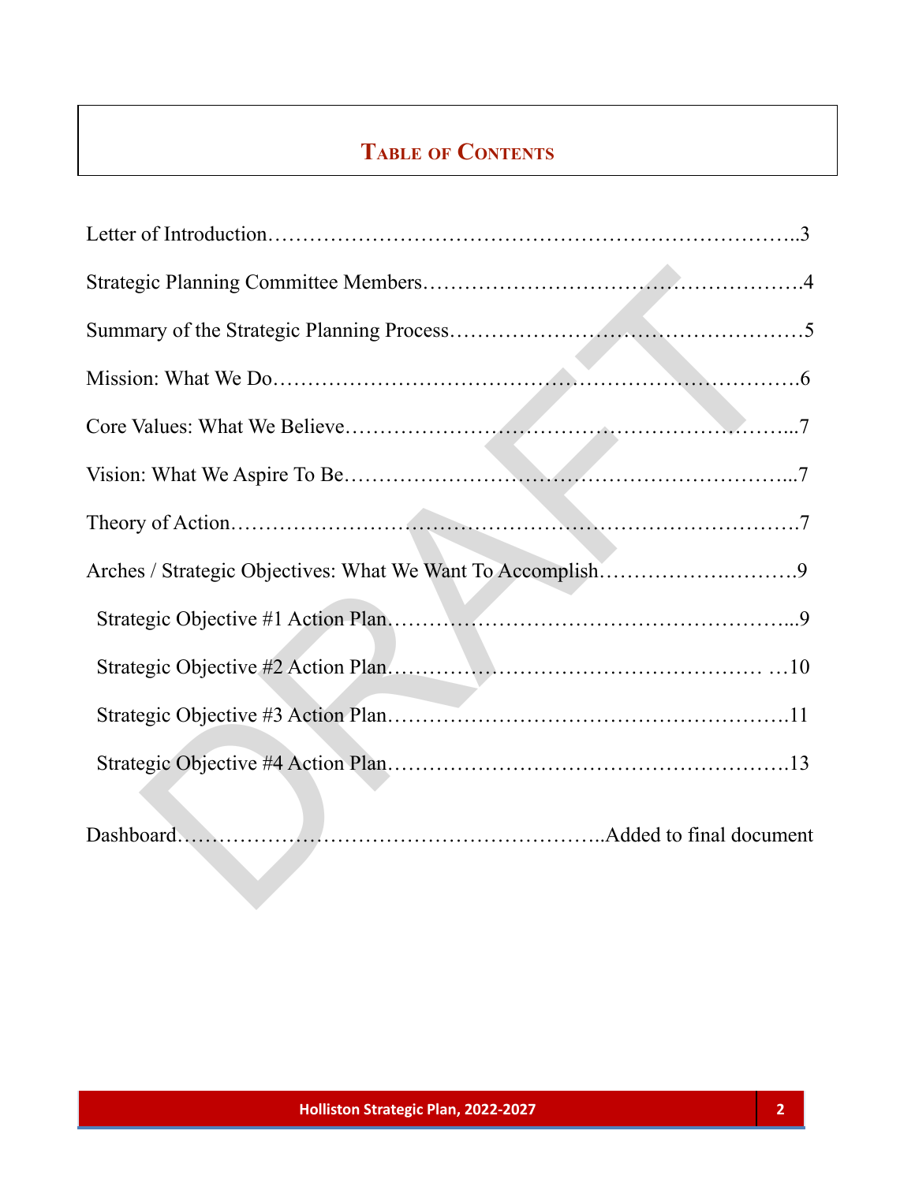# Table of Contents

Letter of Introduction……………………………………………………………………..3

Strategic Planning Committee Members……………………………………………….4

Summary of the Strategic Planning Process……………………………………………5

Mission: What We Do……………………………………………………………………6

Core Values: What We Believe…………………………………………………………...7

Vision: What We Aspire To Be…………………………………………………………...7

Theory of Action…………………………………………………………………………7

Arches / Strategic Objectives: What We Want To Accomplish…………….……….9

Strategic Objective #1 Action Plan…………………………………………………...9

Strategic Objective #2 Action Plan……………………………………………… …10

Strategic Objective #3 Action Plan………………………………………………….11

Strategic Objective #4 Action Plan………………………………………………….13

Dashboard…………………………………………………..Added to final document

DRAFT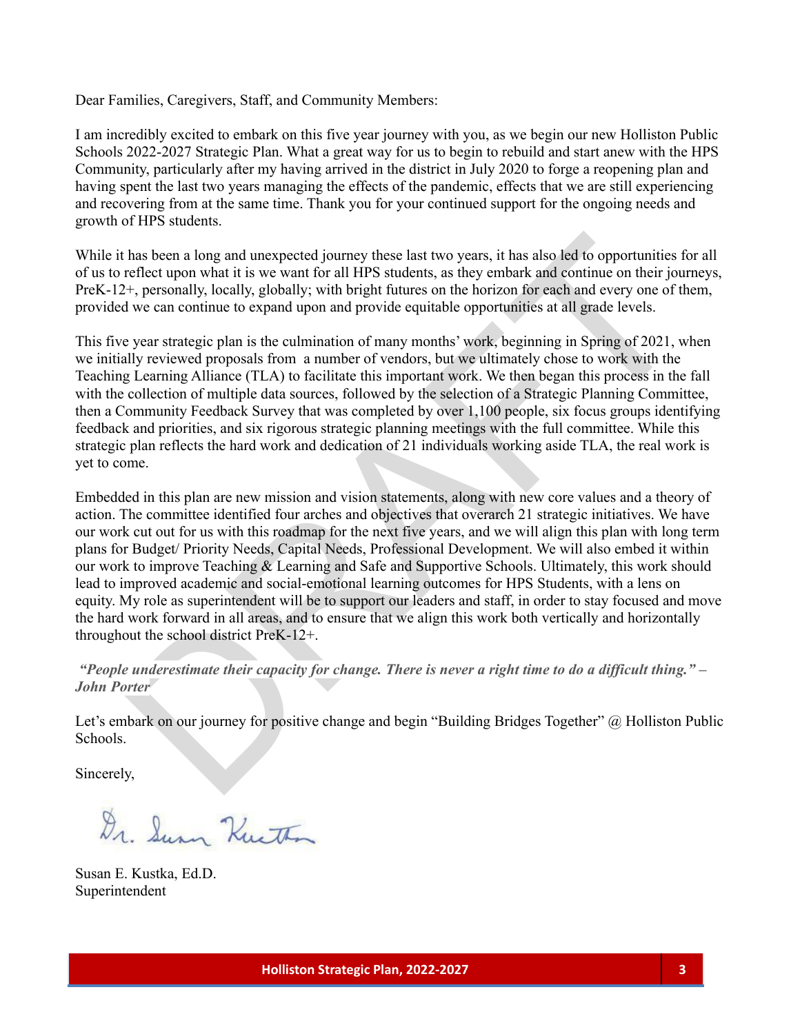Dear Families, Caregivers, Staff, and Community Members:

I am incredibly excited to embark on this five year journey with you, as we begin our new Holliston Public Schools 2022-2027 Strategic Plan. What a great way for us to begin to rebuild and start anew with the HPS Community, particularly after my having arrived in the district in July 2020 to forge a reopening plan and having spent the last two years managing the effects of the pandemic, effects that we are still experiencing and recovering from at the same time. Thank you for your continued support for the ongoing needs and growth of HPS students.

While it has been a long and unexpected journey these last two years, it has also led to opportunities for all of us to reflect upon what it is we want for all HPS students, as they embark and continue on their journeys, PreK-12+, personally, locally, globally; with bright futures on the horizon for each and every one of them, provided we can continue to expand upon and provide equitable opportunities at all grade levels.

This five year strategic plan is the culmination of many months' work, beginning in Spring of 2021, when we initially reviewed proposals from a number of vendors, but we ultimately chose to work with the Teaching Learning Alliance (TLA) to facilitate this important work. We then began this process in the fall with the collection of multiple data sources, followed by the selection of a Strategic Planning Committee, then a Community Feedback Survey that was completed by over 1,100 people, six focus groups identifying feedback and priorities, and six rigorous strategic planning meetings with the full committee. While this strategic plan reflects the hard work and dedication of 21 individuals working aside TLA, the real work is yet to come.

Embedded in this plan are new mission and vision statements, along with new core values and a theory of action. The committee identified four arches and objectives that overarch 21 strategic initiatives. We have our work cut out for us with this roadmap for the next five years, and we will align this plan with long term plans for Budget/ Priority Needs, Capital Needs, Professional Development. We will also embed it within our work to improve Teaching & Learning and Safe and Supportive Schools. Ultimately, this work should lead to improved academic and social-emotional learning outcomes for HPS Students, with a lens on equity. My role as superintendent will be to support our leaders and staff, in order to stay focused and move the hard work forward in all areas, and to ensure that we align this work both vertically and horizontally throughout the school district PreK-12+.

***"People underestimate their capacity for change. There is never a right time to do a difficult thing." – John Porter***

Let's embark on our journey for positive change and begin "Building Bridges Together" @ Holliston Public Schools.

Sincerely,

Susan E. Kustka, Ed.D.
Superintendent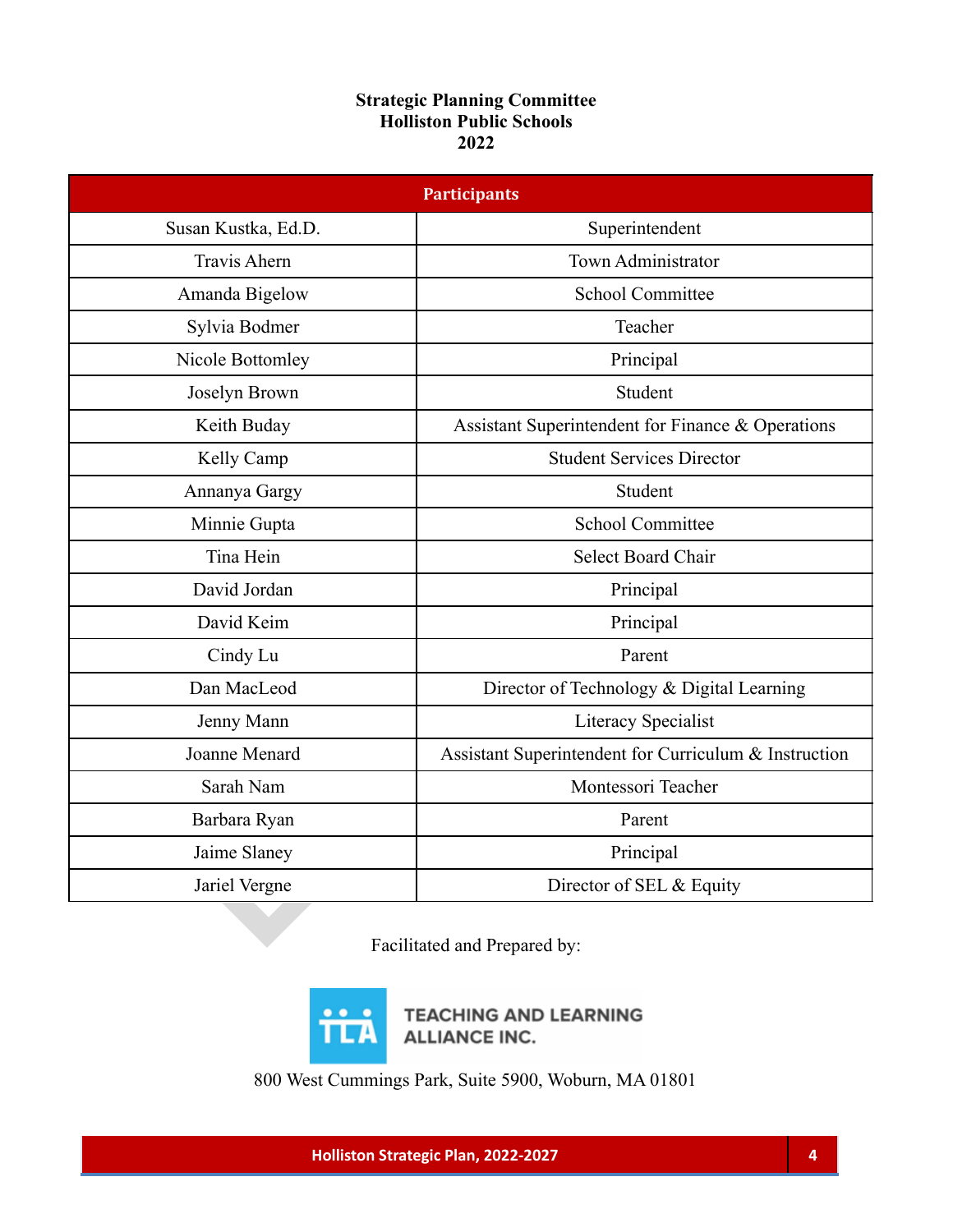**Strategic Planning Committee**
**Holliston Public Schools**
**2022**

| Participants | |
|---|---|
| Susan Kustka, Ed.D. | Superintendent |
| Travis Ahern | Town Administrator |
| Amanda Bigelow | School Committee |
| Sylvia Bodmer | Teacher |
| Nicole Bottomley | Principal |
| Joselyn Brown | Student |
| Keith Buday | Assistant Superintendent for Finance & Operations |
| Kelly Camp | Student Services Director |
| Annanya Gargy | Student |
| Minnie Gupta | School Committee |
| Tina Hein | Select Board Chair |
| David Jordan | Principal |
| David Keim | Principal |
| Cindy Lu | Parent |
| Dan MacLeod | Director of Technology & Digital Learning |
| Jenny Mann | Literacy Specialist |
| Joanne Menard | Assistant Superintendent for Curriculum & Instruction |
| Sarah Nam | Montessori Teacher |
| Barbara Ryan | Parent |
| Jaime Slaney | Principal |
| Jariel Vergne | Director of SEL & Equity |

Facilitated and Prepared by:

TEACHING AND LEARNING ALLIANCE INC.

800 West Cummings Park, Suite 5900, Woburn, MA 01801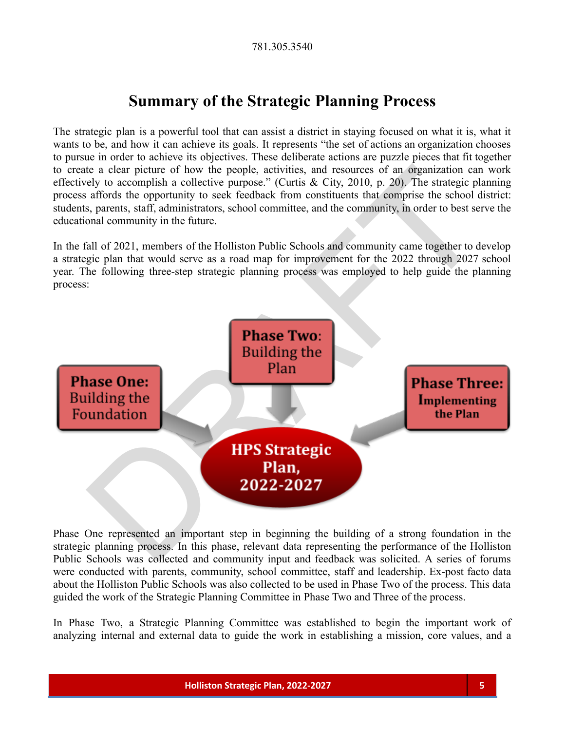## Summary of the Strategic Planning Process

The strategic plan is a powerful tool that can assist a district in staying focused on what it is, what it wants to be, and how it can achieve its goals. It represents "the set of actions an organization chooses to pursue in order to achieve its objectives. These deliberate actions are puzzle pieces that fit together to create a clear picture of how the people, activities, and resources of an organization can work effectively to accomplish a collective purpose." (Curtis & City, 2010, p. 20). The strategic planning process affords the opportunity to seek feedback from constituents that comprise the school district: students, parents, staff, administrators, school committee, and the community, in order to best serve the educational community in the future.

In the fall of 2021, members of the Holliston Public Schools and community came together to develop a strategic plan that would serve as a road map for improvement for the 2022 through 2027 school year. The following three-step strategic planning process was employed to help guide the planning process:

**Phase One:** Building the Foundation

**Phase Two:** Building the Plan

**Phase Three:** Implementing the Plan

**HPS Strategic Plan, 2022-2027**

Phase One represented an important step in beginning the building of a strong foundation in the strategic planning process. In this phase, relevant data representing the performance of the Holliston Public Schools was collected and community input and feedback was solicited. A series of forums were conducted with parents, community, school committee, staff and leadership. Ex-post facto data about the Holliston Public Schools was also collected to be used in Phase Two of the process. This data guided the work of the Strategic Planning Committee in Phase Two and Three of the process.

In Phase Two, a Strategic Planning Committee was established to begin the important work of analyzing internal and external data to guide the work in establishing a mission, core values, and a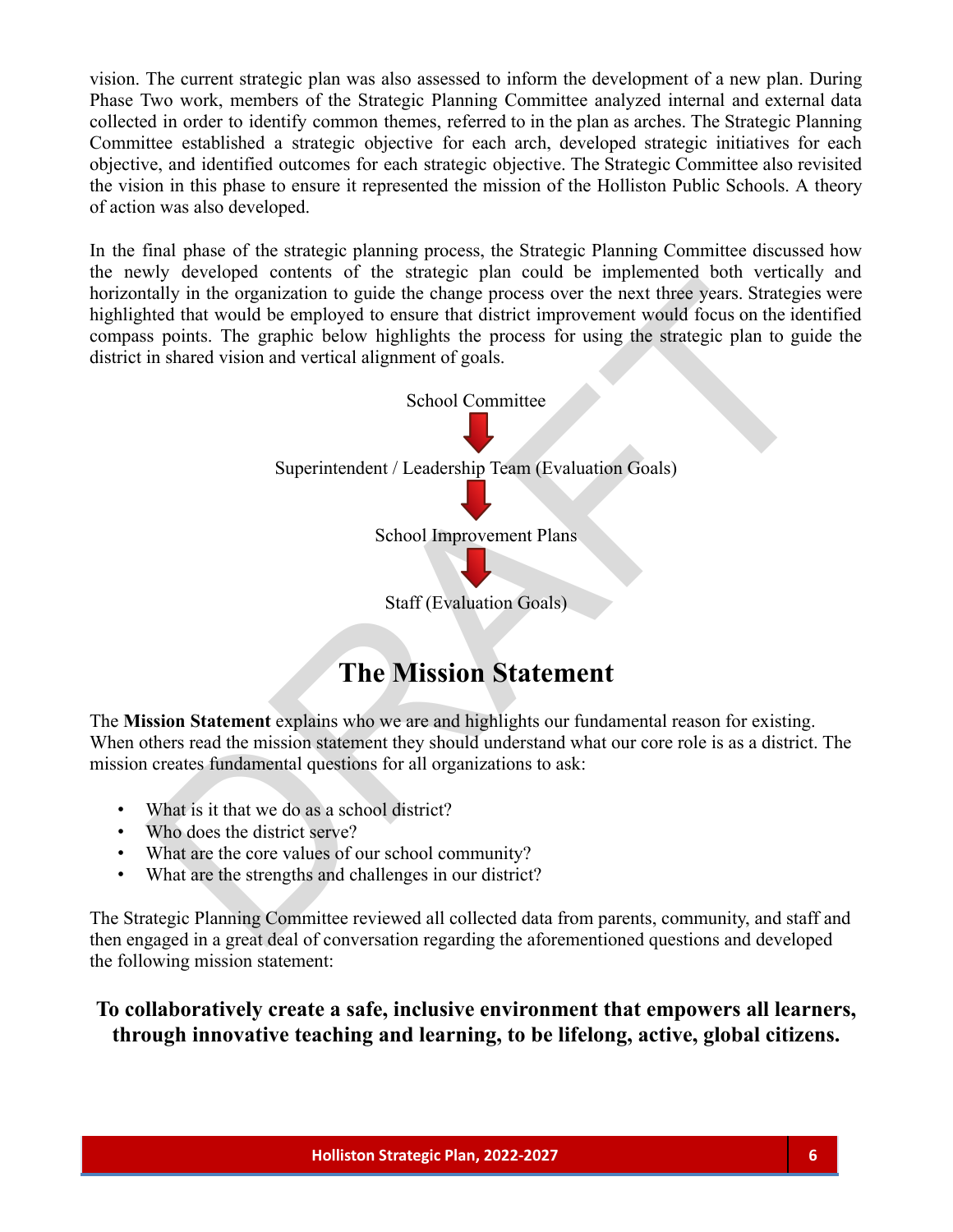vision. The current strategic plan was also assessed to inform the development of a new plan. During Phase Two work, members of the Strategic Planning Committee analyzed internal and external data collected in order to identify common themes, referred to in the plan as arches. The Strategic Planning Committee established a strategic objective for each arch, developed strategic initiatives for each objective, and identified outcomes for each strategic objective. The Strategic Committee also revisited the vision in this phase to ensure it represented the mission of the Holliston Public Schools. A theory of action was also developed.

In the final phase of the strategic planning process, the Strategic Planning Committee discussed how the newly developed contents of the strategic plan could be implemented both vertically and horizontally in the organization to guide the change process over the next three years. Strategies were highlighted that would be employed to ensure that district improvement would focus on the identified compass points. The graphic below highlights the process for using the strategic plan to guide the district in shared vision and vertical alignment of goals.

School Committee

↓

Superintendent / Leadership Team (Evaluation Goals)

↓

School Improvement Plans

↓

Staff (Evaluation Goals)

# The Mission Statement

The **Mission Statement** explains who we are and highlights our fundamental reason for existing. When others read the mission statement they should understand what our core role is as a district. The mission creates fundamental questions for all organizations to ask:

- What is it that we do as a school district?
- Who does the district serve?
- What are the core values of our school community?
- What are the strengths and challenges in our district?

The Strategic Planning Committee reviewed all collected data from parents, community, and staff and then engaged in a great deal of conversation regarding the aforementioned questions and developed the following mission statement:

**To collaboratively create a safe, inclusive environment that empowers all learners, through innovative teaching and learning, to be lifelong, active, global citizens.**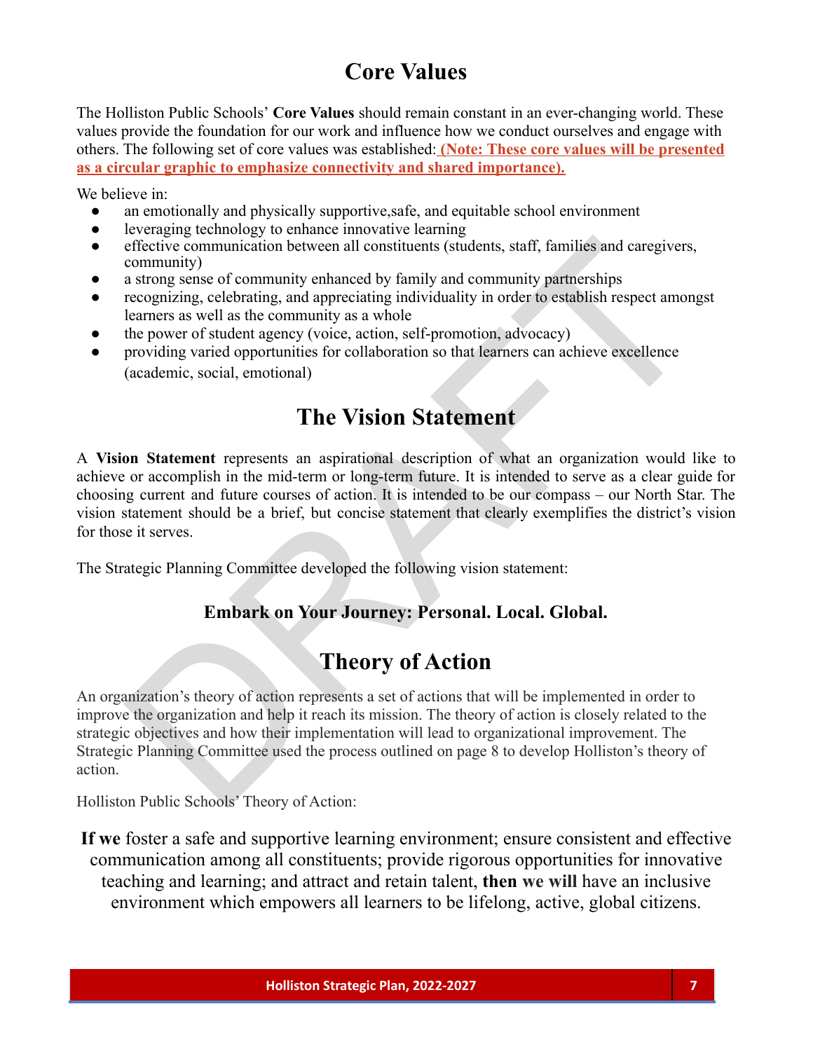# Core Values

The Holliston Public Schools' **Core Values** should remain constant in an ever-changing world. These values provide the foundation for our work and influence how we conduct ourselves and engage with others. The following set of core values was established: **(Note: These core values will be presented as a circular graphic to emphasize connectivity and shared importance).**

We believe in:

- an emotionally and physically supportive,safe, and equitable school environment
- leveraging technology to enhance innovative learning
- effective communication between all constituents (students, staff, families and caregivers, community)
- a strong sense of community enhanced by family and community partnerships
- recognizing, celebrating, and appreciating individuality in order to establish respect amongst learners as well as the community as a whole
- the power of student agency (voice, action, self-promotion, advocacy)
- providing varied opportunities for collaboration so that learners can achieve excellence (academic, social, emotional)

# The Vision Statement

A **Vision Statement** represents an aspirational description of what an organization would like to achieve or accomplish in the mid-term or long-term future. It is intended to serve as a clear guide for choosing current and future courses of action. It is intended to be our compass – our North Star. The vision statement should be a brief, but concise statement that clearly exemplifies the district's vision for those it serves.

The Strategic Planning Committee developed the following vision statement:

**Embark on Your Journey: Personal. Local. Global.**

# Theory of Action

An organization's theory of action represents a set of actions that will be implemented in order to improve the organization and help it reach its mission. The theory of action is closely related to the strategic objectives and how their implementation will lead to organizational improvement. The Strategic Planning Committee used the process outlined on page 8 to develop Holliston's theory of action.

Holliston Public Schools' Theory of Action:

**If we** foster a safe and supportive learning environment; ensure consistent and effective communication among all constituents; provide rigorous opportunities for innovative teaching and learning; and attract and retain talent, **then we will** have an inclusive environment which empowers all learners to be lifelong, active, global citizens.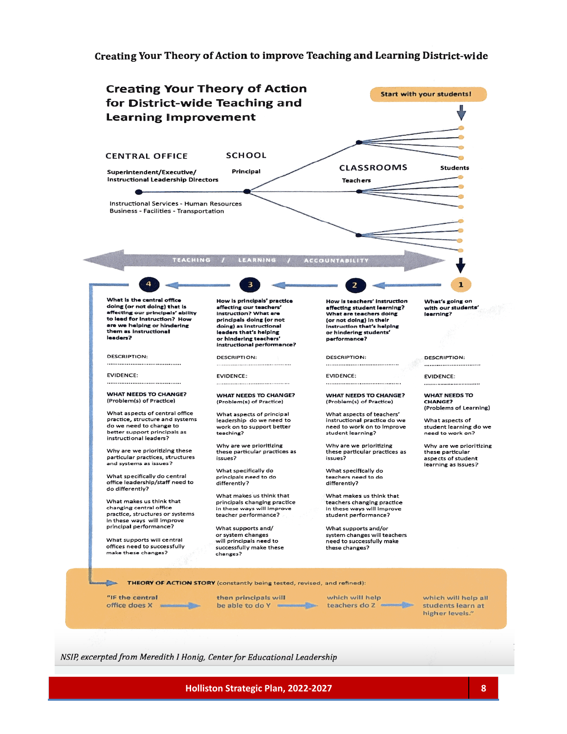# Creating Your Theory of Action to improve Teaching and Learning District-wide

## Creating Your Theory of Action for District-wide Teaching and Learning Improvement

Start with your students!

**CENTRAL OFFICE**

Superintendent/Executive/ Instructional Leadership Directors

Instructional Services - Human Resources
Business - Facilities - Transportation

**SCHOOL**

Principal

**CLASSROOMS**

Teachers

Students

TEACHING / LEARNING / ACCOUNTABILITY

### 1

**What's going on with our students' learning?**

DESCRIPTION: ..............................

EVIDENCE: ..............................

**WHAT NEEDS TO CHANGE?** (Problems of Learning)

What aspects of student learning do we need to work on?

Why are we prioritizing these particular aspects of student learning as issues?

### 2

**How is teachers' instruction affecting student learning? What are teachers doing (or not doing) in their instruction that's helping or hindering students' performance?**

DESCRIPTION: ..............................

EVIDENCE: ..............................

**WHAT NEEDS TO CHANGE?** (Problem(s) of Practice)

What aspects of teachers' instructional practice do we need to work on to improve student learning?

Why are we prioritizing these particular practices as issues?

What specifically do teachers need to do differently?

What makes us think that teachers changing practice in these ways will improve student performance?

What supports and/or system changes will teachers need to successfully make these changes?

### 3

**How is principals' practice affecting our teachers' instruction? What are principals doing (or not doing) as instructional leaders that's helping or hindering teachers' instructional performance?**

DESCRIPTION: ..............................

EVIDENCE: ..............................

**WHAT NEEDS TO CHANGE?** (Problem(s) of Practice)

What aspects of principal leadership do we need to work on to support better teaching?

Why are we prioritizing these particular practices as issues?

What specifically do principals need to do differently?

What makes us think that principals changing practice in these ways will improve teacher performance?

What supports and/ or system changes will principals need to successfully make these changes?

### 4

**What is the central office doing (or not doing) that is affecting our principals' ability to lead for instruction? How are we helping or hindering them as instructional leaders?**

DESCRIPTION: ..............................

EVIDENCE: ..............................

**WHAT NEEDS TO CHANGE?** (Problem(s) of Practice)

What aspects of central office practice, structure and systems do we need to change to better support principals as instructional leaders?

Why are we prioritizing these particular practices, structures and systems as issues?

What specifically do central office leadership/staff need to do differently?

What makes us think that changing central office practice, structures or systems in these ways will improve principal performance?

What supports will central offices need to successfully make these changes?

**THEORY OF ACTION STORY** (constantly being tested, revised, and refined):

"IF the central office does X → then principals will be able to do Y → which will help teachers do Z → which will help all students learn at higher levels."

*NSIP, excerpted from Meredith I Honig, Center for Educational Leadership*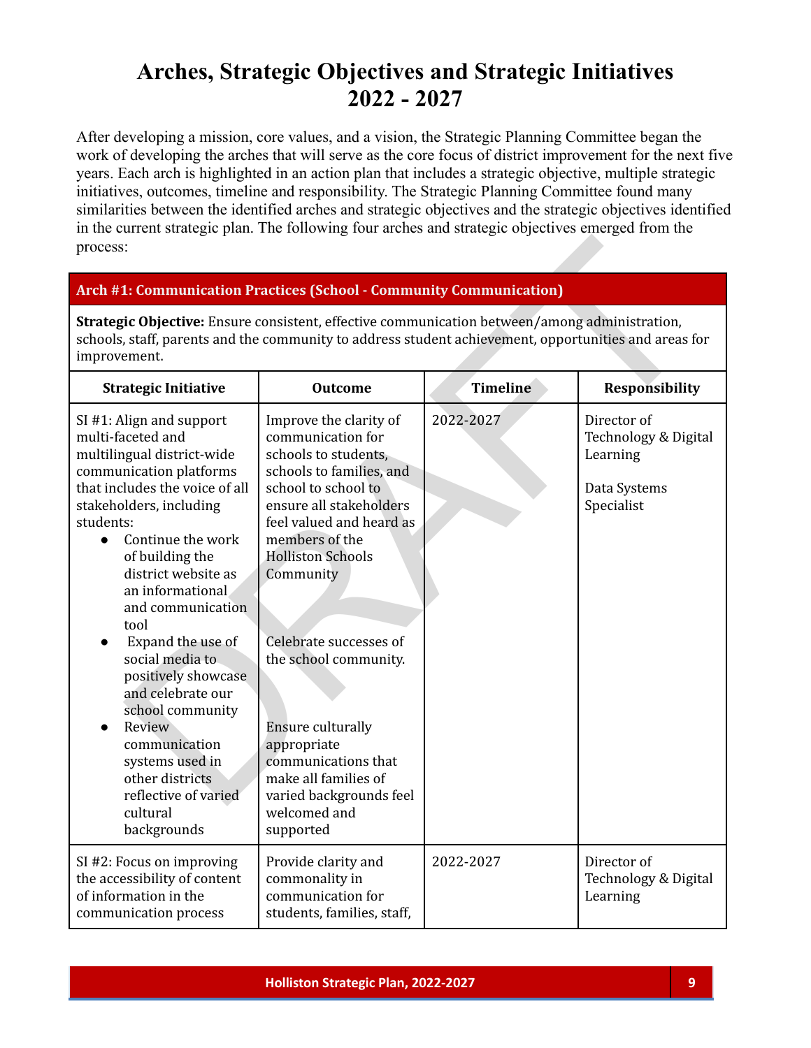# Arches, Strategic Objectives and Strategic Initiatives 2022 - 2027

After developing a mission, core values, and a vision, the Strategic Planning Committee began the work of developing the arches that will serve as the core focus of district improvement for the next five years. Each arch is highlighted in an action plan that includes a strategic objective, multiple strategic initiatives, outcomes, timeline and responsibility. The Strategic Planning Committee found many similarities between the identified arches and strategic objectives and the strategic objectives identified in the current strategic plan. The following four arches and strategic objectives emerged from the process:

**Arch #1: Communication Practices (School - Community Communication)**

**Strategic Objective:** Ensure consistent, effective communication between/among administration, schools, staff, parents and the community to address student achievement, opportunities and areas for improvement.

| Strategic Initiative | Outcome | Timeline | Responsibility |
|---|---|---|---|
| SI #1: Align and support multi-faceted and multilingual district-wide communication platforms that includes the voice of all stakeholders, including students:<br>• Continue the work of building the district website as an informational and communication tool<br>• Expand the use of social media to positively showcase and celebrate our school community<br>• Review communication systems used in other districts reflective of varied cultural backgrounds | Improve the clarity of communication for schools to students, schools to families, and school to school to ensure all stakeholders feel valued and heard as members of the Holliston Schools Community<br><br>Celebrate successes of the school community.<br><br>Ensure culturally appropriate communications that make all families of varied backgrounds feel welcomed and supported | 2022-2027 | Director of Technology & Digital Learning<br><br>Data Systems Specialist |
| SI #2: Focus on improving the accessibility of content of information in the communication process | Provide clarity and commonality in communication for students, families, staff, | 2022-2027 | Director of Technology & Digital Learning |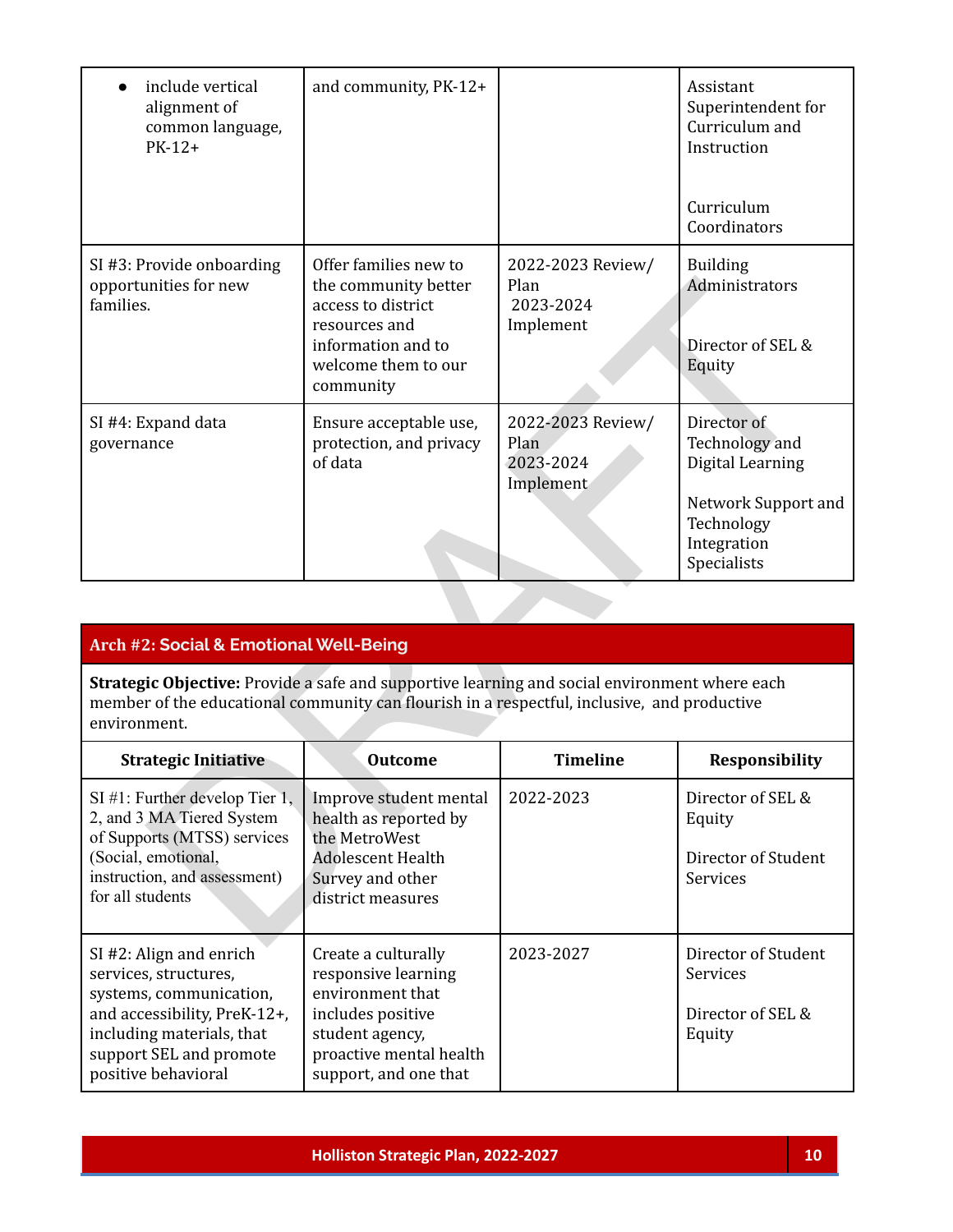| | | | |
|---|---|---|---|
| • include vertical alignment of common language, PK-12+ | and community, PK-12+ | | Assistant Superintendent for Curriculum and Instruction<br><br>Curriculum Coordinators |
| SI #3: Provide onboarding opportunities for new families. | Offer families new to the community better access to district resources and information and to welcome them to our community | 2022-2023 Review/ Plan<br>2023-2024 Implement | Building Administrators<br><br>Director of SEL & Equity |
| SI #4: Expand data governance | Ensure acceptable use, protection, and privacy of data | 2022-2023 Review/ Plan<br>2023-2024 Implement | Director of Technology and Digital Learning<br><br>Network Support and Technology Integration Specialists |

## Arch #2: Social & Emotional Well-Being

**Strategic Objective:** Provide a safe and supportive learning and social environment where each member of the educational community can flourish in a respectful, inclusive, and productive environment.

| Strategic Initiative | Outcome | Timeline | Responsibility |
|---|---|---|---|
| SI #1: Further develop Tier 1, 2, and 3 MA Tiered System of Supports (MTSS) services (Social, emotional, instruction, and assessment) for all students | Improve student mental health as reported by the MetroWest Adolescent Health Survey and other district measures | 2022-2023 | Director of SEL & Equity<br><br>Director of Student Services |
| SI #2: Align and enrich services, structures, systems, communication, and accessibility, PreK-12+, including materials, that support SEL and promote positive behavioral | Create a culturally responsive learning environment that includes positive student agency, proactive mental health support, and one that | 2023-2027 | Director of Student Services<br><br>Director of SEL & Equity |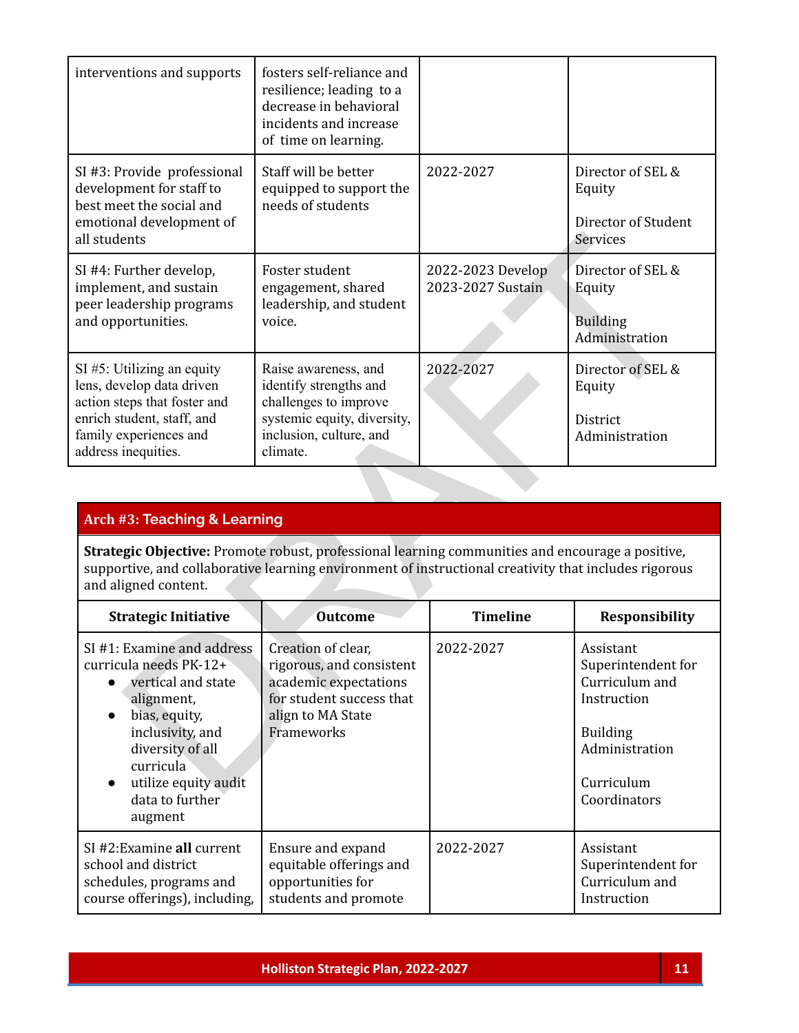| | | | |
|---|---|---|---|
| interventions and supports | fosters self-reliance and resilience; leading to a decrease in behavioral incidents and increase of time on learning. | | |
| SI #3: Provide professional development for staff to best meet the social and emotional development of all students | Staff will be better equipped to support the needs of students | 2022-2027 | Director of SEL & Equity<br><br>Director of Student Services |
| SI #4: Further develop, implement, and sustain peer leadership programs and opportunities. | Foster student engagement, shared leadership, and student voice. | 2022-2023 Develop<br>2023-2027 Sustain | Director of SEL & Equity<br><br>Building Administration |
| SI #5: Utilizing an equity lens, develop data driven action steps that foster and enrich student, staff, and family experiences and address inequities. | Raise awareness, and identify strengths and challenges to improve systemic equity, diversity, inclusion, culture, and climate. | 2022-2027 | Director of SEL & Equity<br><br>District Administration |

## Arch #3: Teaching & Learning

**Strategic Objective:** Promote robust, professional learning communities and encourage a positive, supportive, and collaborative learning environment of instructional creativity that includes rigorous and aligned content.

| Strategic Initiative | Outcome | Timeline | Responsibility |
|---|---|---|---|
| SI #1: Examine and address curricula needs PK-12+<br>● vertical and state alignment,<br>● bias, equity, inclusivity, and diversity of all curricula<br>● utilize equity audit data to further augment | Creation of clear, rigorous, and consistent academic expectations for student success that align to MA State Frameworks | 2022-2027 | Assistant Superintendent for Curriculum and Instruction<br><br>Building Administration<br><br>Curriculum Coordinators |
| SI #2:Examine **all** current school and district schedules, programs and course offerings), including, | Ensure and expand equitable offerings and opportunities for students and promote | 2022-2027 | Assistant Superintendent for Curriculum and Instruction |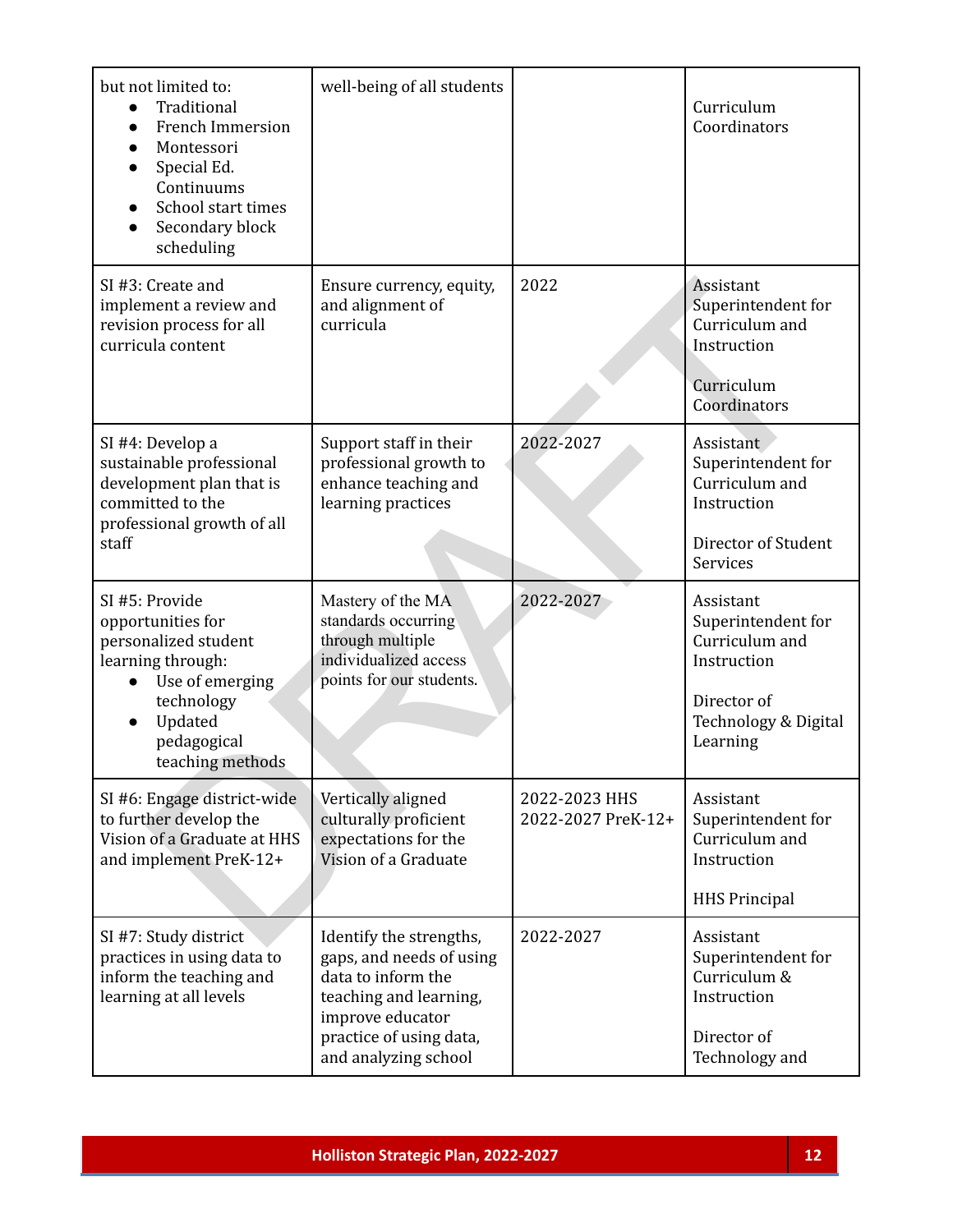| | | | |
|---|---|---|---|
| but not limited to:<br>• Traditional<br>• French Immersion<br>• Montessori<br>• Special Ed. Continuums<br>• School start times<br>• Secondary block scheduling | well-being of all students | | Curriculum Coordinators |
| SI #3: Create and implement a review and revision process for all curricula content | Ensure currency, equity, and alignment of curricula | 2022 | Assistant Superintendent for Curriculum and Instruction<br><br>Curriculum Coordinators |
| SI #4: Develop a sustainable professional development plan that is committed to the professional growth of all staff | Support staff in their professional growth to enhance teaching and learning practices | 2022-2027 | Assistant Superintendent for Curriculum and Instruction<br><br>Director of Student Services |
| SI #5: Provide opportunities for personalized student learning through:<br>• Use of emerging technology<br>• Updated pedagogical teaching methods | Mastery of the MA standards occurring through multiple individualized access points for our students. | 2022-2027 | Assistant Superintendent for Curriculum and Instruction<br><br>Director of Technology & Digital Learning |
| SI #6: Engage district-wide to further develop the Vision of a Graduate at HHS and implement PreK-12+ | Vertically aligned culturally proficient expectations for the Vision of a Graduate | 2022-2023 HHS<br>2022-2027 PreK-12+ | Assistant Superintendent for Curriculum and Instruction<br><br>HHS Principal |
| SI #7: Study district practices in using data to inform the teaching and learning at all levels | Identify the strengths, gaps, and needs of using data to inform the teaching and learning, improve educator practice of using data, and analyzing school | 2022-2027 | Assistant Superintendent for Curriculum & Instruction<br><br>Director of Technology and |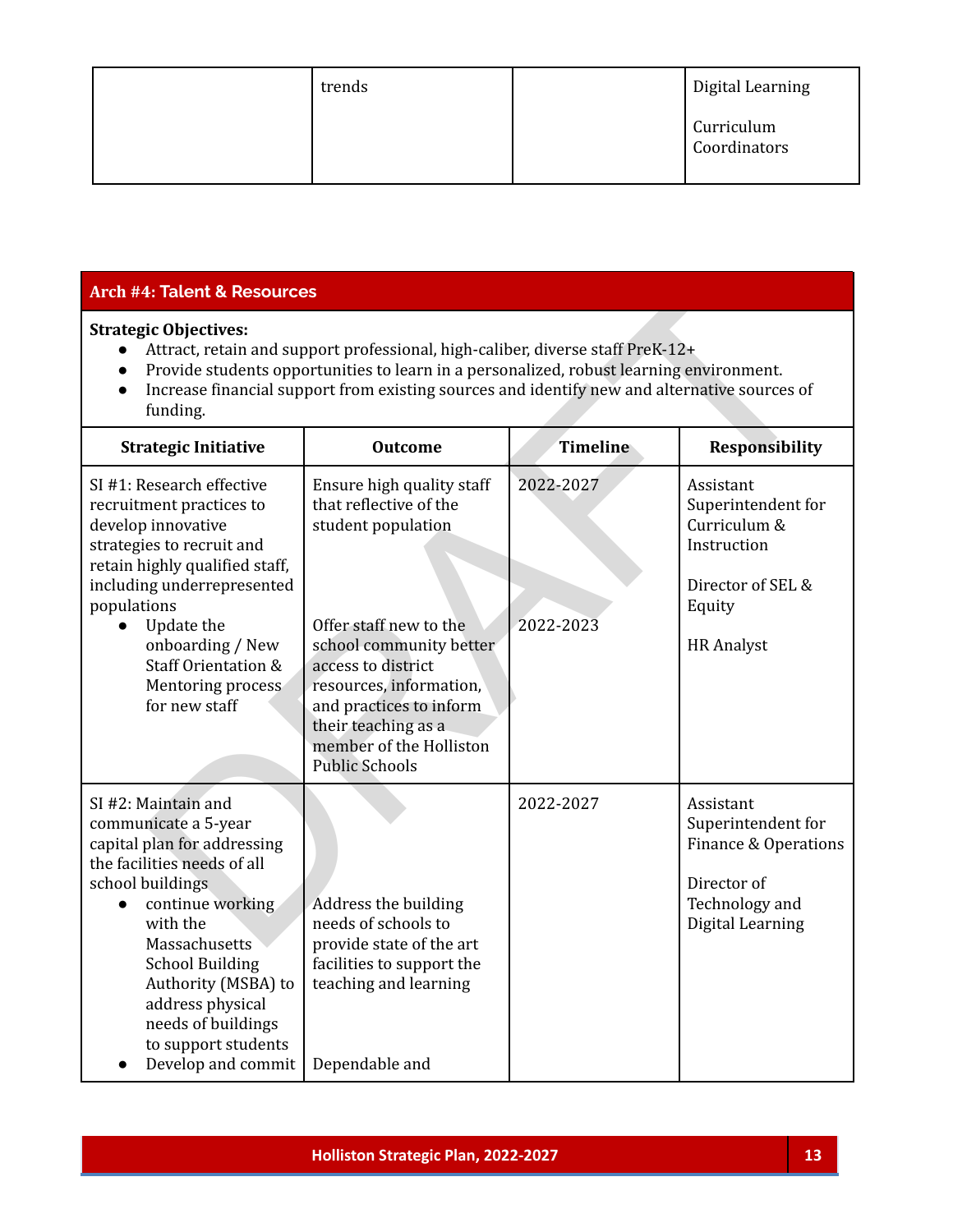| | trends | | Digital Learning<br><br>Curriculum Coordinators |
|---|---|---|---|

## Arch #4: Talent & Resources

**Strategic Objectives:**

- Attract, retain and support professional, high-caliber, diverse staff PreK-12+
- Provide students opportunities to learn in a personalized, robust learning environment.
- Increase financial support from existing sources and identify new and alternative sources of funding.

| Strategic Initiative | Outcome | Timeline | Responsibility |
|---|---|---|---|
| SI #1: Research effective recruitment practices to develop innovative strategies to recruit and retain highly qualified staff, including underrepresented populations<br>● Update the onboarding / New Staff Orientation & Mentoring process for new staff | Ensure high quality staff that reflective of the student population<br><br>Offer staff new to the school community better access to district resources, information, and practices to inform their teaching as a member of the Holliston Public Schools | 2022-2027<br><br>2022-2023 | Assistant Superintendent for Curriculum & Instruction<br><br>Director of SEL & Equity<br><br>HR Analyst |
| SI #2: Maintain and communicate a 5-year capital plan for addressing the facilities needs of all school buildings<br>● continue working with the Massachusetts School Building Authority (MSBA) to address physical needs of buildings to support students<br>● Develop and commit | Address the building needs of schools to provide state of the art facilities to support the teaching and learning<br><br>Dependable and | 2022-2027 | Assistant Superintendent for Finance & Operations<br><br>Director of Technology and Digital Learning |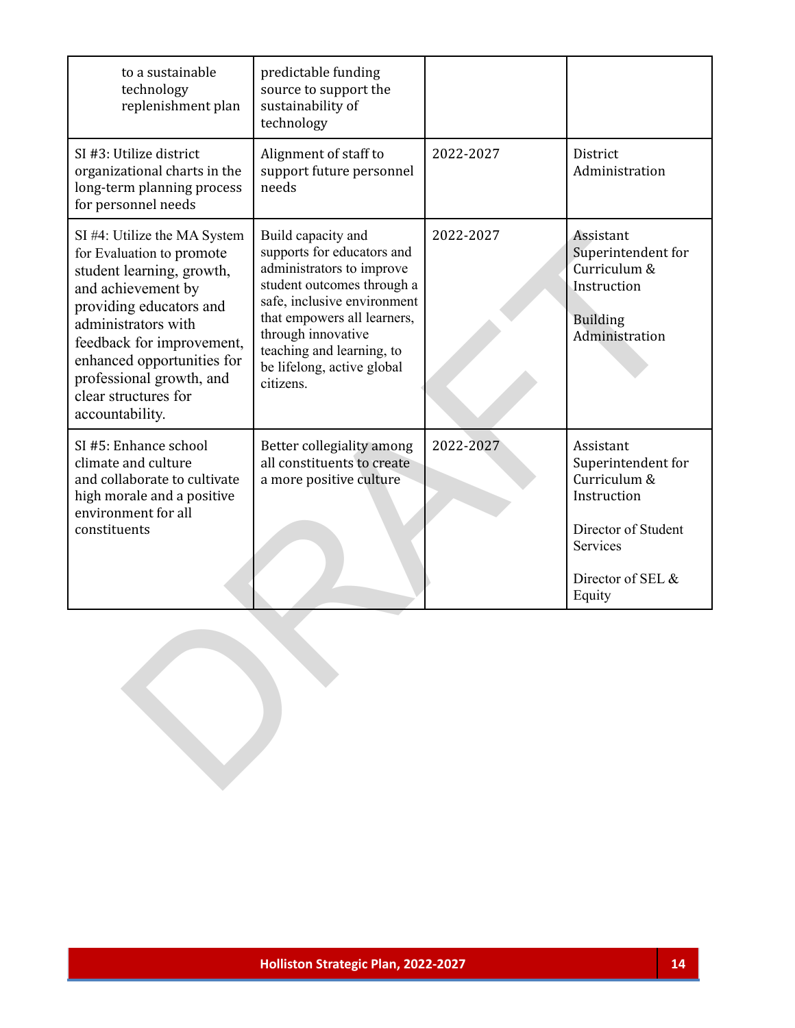| | | | |
|---|---|---|---|
| to a sustainable technology replenishment plan | predictable funding source to support the sustainability of technology | | |
| SI #3: Utilize district organizational charts in the long-term planning process for personnel needs | Alignment of staff to support future personnel needs | 2022-2027 | District Administration |
| SI #4: Utilize the MA System for Evaluation to promote student learning, growth, and achievement by providing educators and administrators with feedback for improvement, enhanced opportunities for professional growth, and clear structures for accountability. | Build capacity and supports for educators and administrators to improve student outcomes through a safe, inclusive environment that empowers all learners, through innovative teaching and learning, to be lifelong, active global citizens. | 2022-2027 | Assistant Superintendent for Curriculum & Instruction<br><br>Building Administration |
| SI #5: Enhance school climate and culture and collaborate to cultivate high morale and a positive environment for all constituents | Better collegiality among all constituents to create a more positive culture | 2022-2027 | Assistant Superintendent for Curriculum & Instruction<br><br>Director of Student Services<br><br>Director of SEL & Equity |